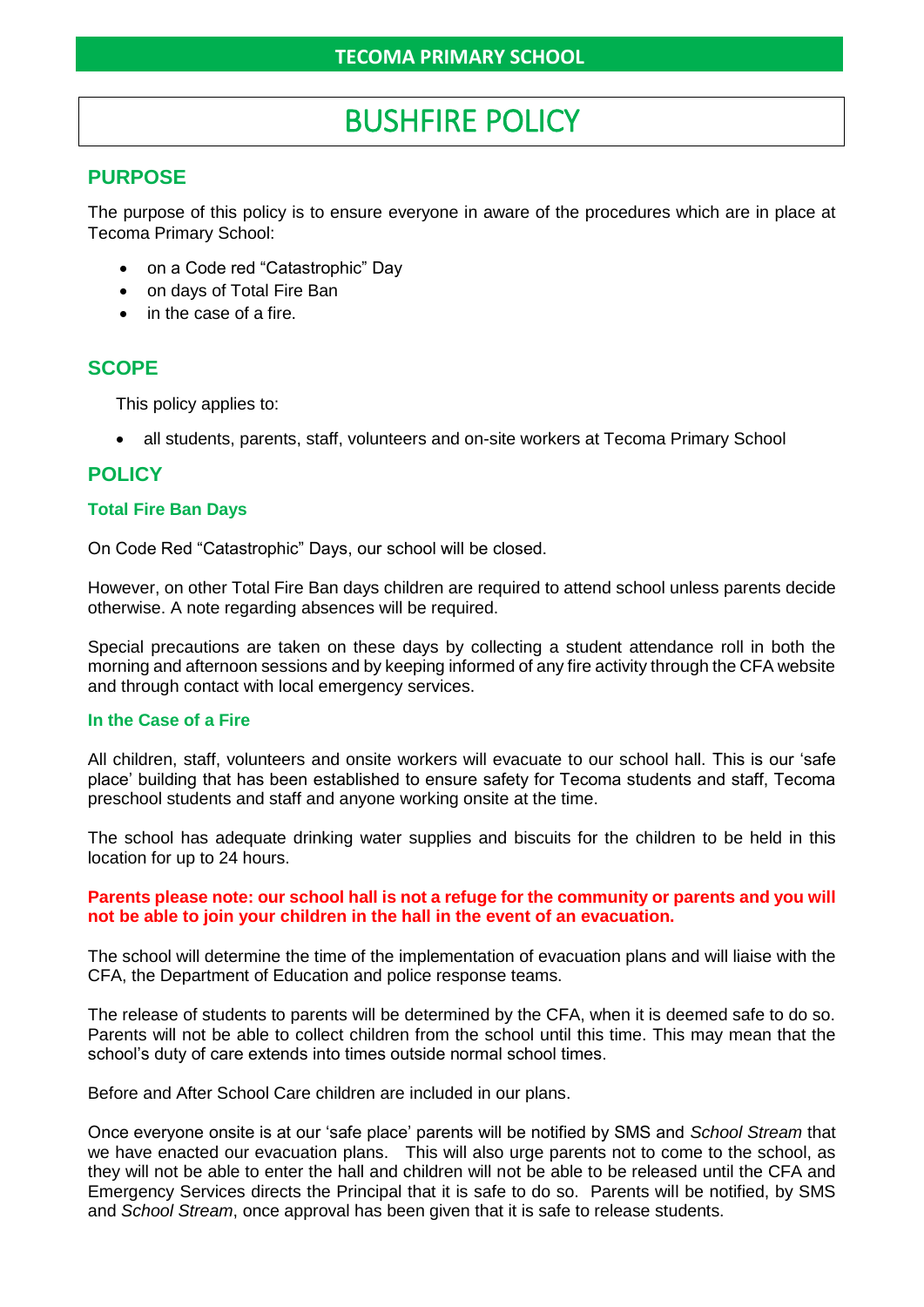**TECOMA PRIMARY SCHOOL**

# BUSHFIRE POLICY

## PURPOSE

The purpose of this policy is to ensure everyone in aware of the procedures which are in place at Tecoma Primary School:

- on a Code red “Catastrophic” Day
- on days of Total Fire Ban
- in the case of a fire.

## SCOPE

This policy applies to:

- all students, parents, staff, volunteers and on-site workers at Tecoma Primary School

## POLICY

### Total Fire Ban Days

On Code Red “Catastrophic” Days, our school will be closed.

However, on other Total Fire Ban days children are required to attend school unless parents decide otherwise. A note regarding absences will be required.

Special precautions are taken on these days by collecting a student attendance roll in both the morning and afternoon sessions and by keeping informed of any fire activity through the CFA website and through contact with local emergency services.

### In the Case of a Fire

All children, staff, volunteers and onsite workers will evacuate to our school hall. This is our ‘safe place’ building that has been established to ensure safety for Tecoma students and staff, Tecoma preschool students and staff and anyone working onsite at the time.

The school has adequate drinking water supplies and biscuits for the children to be held in this location for up to 24 hours.

**Parents please note: our school hall is not a refuge for the community or parents and you will not be able to join your children in the hall in the event of an evacuation.**

The school will determine the time of the implementation of evacuation plans and will liaise with the CFA, the Department of Education and police response teams.

The release of students to parents will be determined by the CFA, when it is deemed safe to do so. Parents will not be able to collect children from the school until this time. This may mean that the school’s duty of care extends into times outside normal school times.

Before and After School Care children are included in our plans.

Once everyone onsite is at our ‘safe place’ parents will be notified by SMS and *School Stream* that we have enacted our evacuation plans. This will also urge parents not to come to the school, as they will not be able to enter the hall and children will not be able to be released until the CFA and Emergency Services directs the Principal that it is safe to do so. Parents will be notified, by SMS and *School Stream*, once approval has been given that it is safe to release students.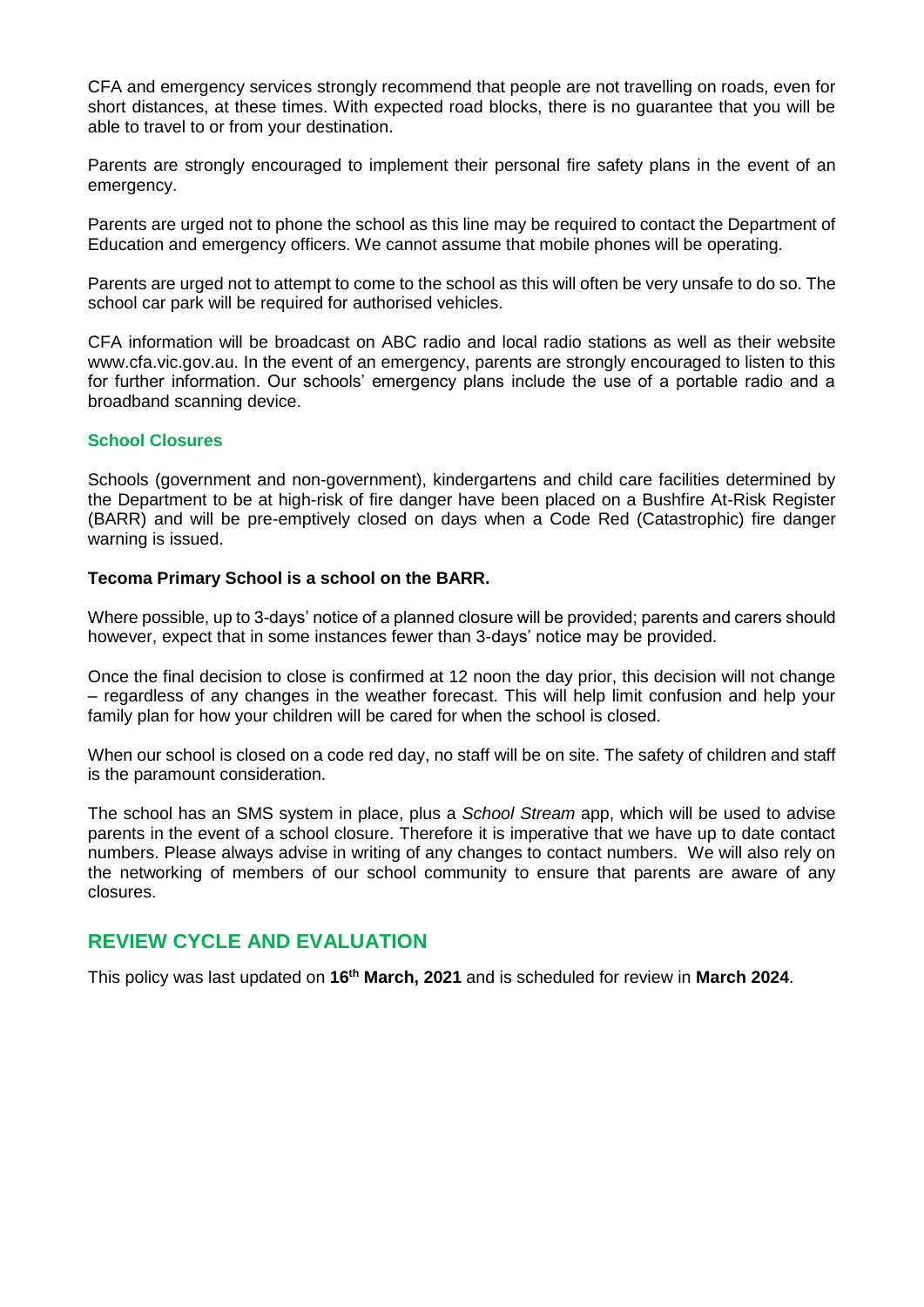CFA and emergency services strongly recommend that people are not travelling on roads, even for short distances, at these times. With expected road blocks, there is no guarantee that you will be able to travel to or from your destination.

Parents are strongly encouraged to implement their personal fire safety plans in the event of an emergency.

Parents are urged not to phone the school as this line may be required to contact the Department of Education and emergency officers. We cannot assume that mobile phones will be operating.

Parents are urged not to attempt to come to the school as this will often be very unsafe to do so. The school car park will be required for authorised vehicles.

CFA information will be broadcast on ABC radio and local radio stations as well as their website www.cfa.vic.gov.au. In the event of an emergency, parents are strongly encouraged to listen to this for further information. Our schools' emergency plans include the use of a portable radio and a broadband scanning device.

### School Closures

Schools (government and non-government), kindergartens and child care facilities determined by the Department to be at high-risk of fire danger have been placed on a Bushfire At-Risk Register (BARR) and will be pre-emptively closed on days when a Code Red (Catastrophic) fire danger warning is issued.

**Tecoma Primary School is a school on the BARR.**

Where possible, up to 3-days' notice of a planned closure will be provided; parents and carers should however, expect that in some instances fewer than 3-days' notice may be provided.

Once the final decision to close is confirmed at 12 noon the day prior, this decision will not change – regardless of any changes in the weather forecast. This will help limit confusion and help your family plan for how your children will be cared for when the school is closed.

When our school is closed on a code red day, no staff will be on site. The safety of children and staff is the paramount consideration.

The school has an SMS system in place, plus a *School Stream* app, which will be used to advise parents in the event of a school closure. Therefore it is imperative that we have up to date contact numbers. Please always advise in writing of any changes to contact numbers. We will also rely on the networking of members of our school community to ensure that parents are aware of any closures.

## REVIEW CYCLE AND EVALUATION

This policy was last updated on **16th March, 2021** and is scheduled for review in **March 2024**.